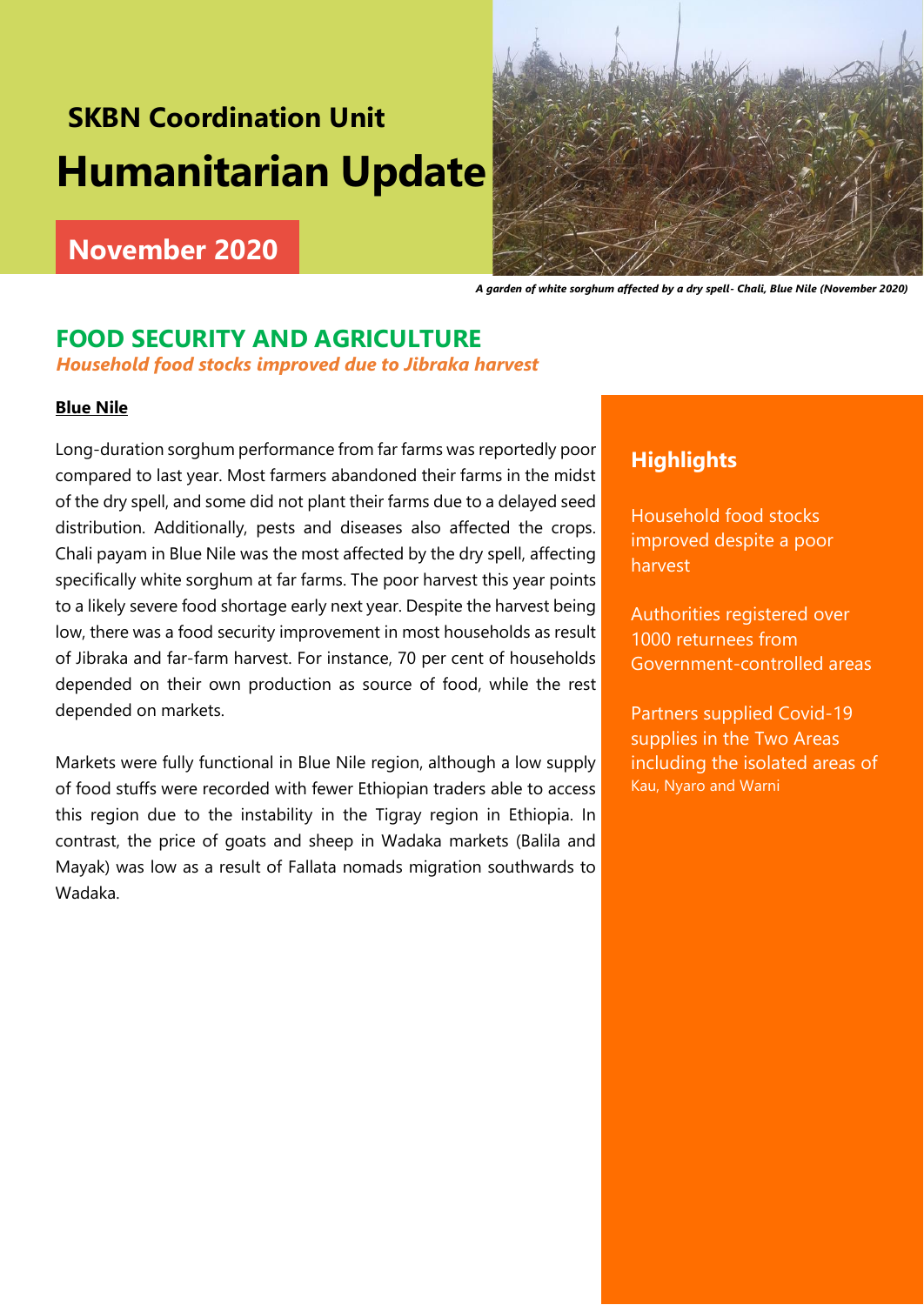## SKBN Coordination Unit

# Humanitarian Update

## November 2020

*A garden of white sorghum affected by a dry spell- Chali, Blue Nile (November 2020)*

## FOOD SECURITY AND AGRICULTURE

***Household food stocks improved due to Jibraka harvest***

### Blue Nile

Long-duration sorghum performance from far farms was reportedly poor compared to last year. Most farmers abandoned their farms in the midst of the dry spell, and some did not plant their farms due to a delayed seed distribution. Additionally, pests and diseases also affected the crops. Chali payam in Blue Nile was the most affected by the dry spell, affecting specifically white sorghum at far farms. The poor harvest this year points to a likely severe food shortage early next year. Despite the harvest being low, there was a food security improvement in most households as result of Jibraka and far-farm harvest. For instance, 70 per cent of households depended on their own production as source of food, while the rest depended on markets.

Markets were fully functional in Blue Nile region, although a low supply of food stuffs were recorded with fewer Ethiopian traders able to access this region due to the instability in the Tigray region in Ethiopia. In contrast, the price of goats and sheep in Wadaka markets (Balila and Mayak) was low as a result of Fallata nomads migration southwards to Wadaka.

### Highlights

Household food stocks improved despite a poor harvest

Authorities registered over 1000 returnees from Government-controlled areas

Partners supplied Covid-19 supplies in the Two Areas including the isolated areas of Kau, Nyaro and Warni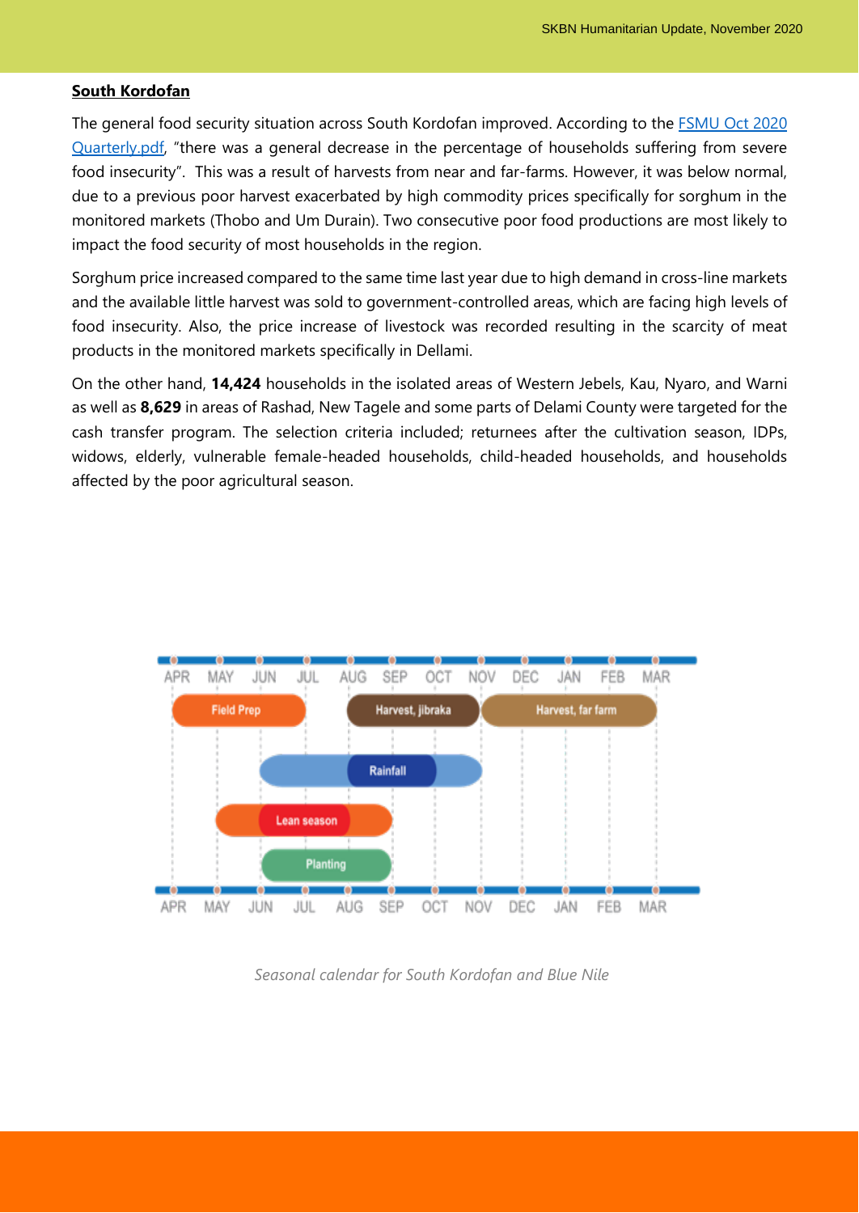**South Kordofan**

The general food security situation across South Kordofan improved. According to the [FSMU Oct 2020 Quarterly.pdf](), "there was a general decrease in the percentage of households suffering from severe food insecurity". This was a result of harvests from near and far-farms. However, it was below normal, due to a previous poor harvest exacerbated by high commodity prices specifically for sorghum in the monitored markets (Thobo and Um Durain). Two consecutive poor food productions are most likely to impact the food security of most households in the region.

Sorghum price increased compared to the same time last year due to high demand in cross-line markets and the available little harvest was sold to government-controlled areas, which are facing high levels of food insecurity. Also, the price increase of livestock was recorded resulting in the scarcity of meat products in the monitored markets specifically in Dellami.

On the other hand, **14,424** households in the isolated areas of Western Jebels, Kau, Nyaro, and Warni as well as **8,629** in areas of Rashad, New Tagele and some parts of Delami County were targeted for the cash transfer program. The selection criteria included; returnees after the cultivation season, IDPs, widows, elderly, vulnerable female-headed households, child-headed households, and households affected by the poor agricultural season.

*Seasonal calendar for South Kordofan and Blue Nile*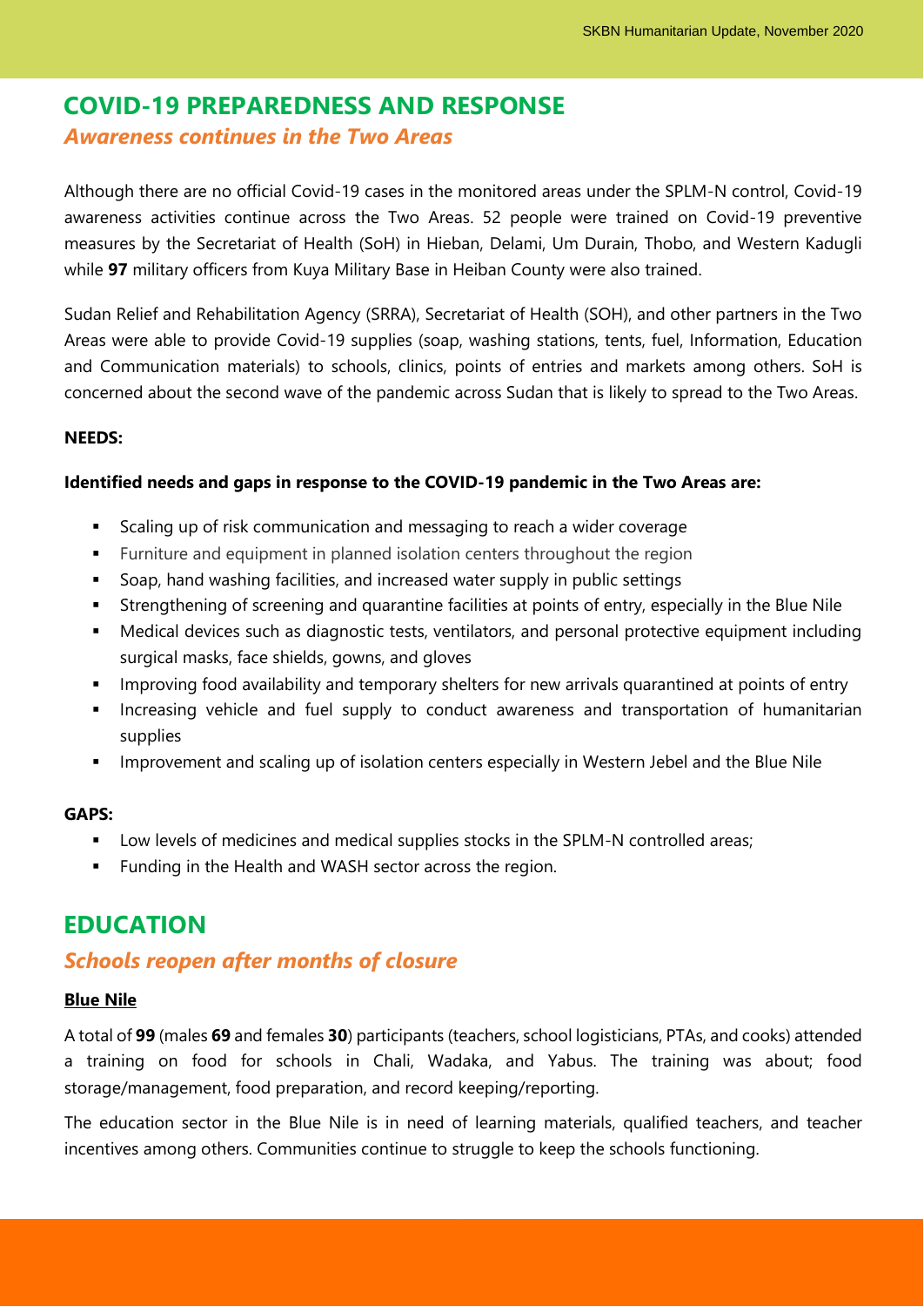## COVID-19 PREPAREDNESS AND RESPONSE

### *Awareness continues in the Two Areas*

Although there are no official Covid-19 cases in the monitored areas under the SPLM-N control, Covid-19 awareness activities continue across the Two Areas. 52 people were trained on Covid-19 preventive measures by the Secretariat of Health (SoH) in Hieban, Delami, Um Durain, Thobo, and Western Kadugli while **97** military officers from Kuya Military Base in Heiban County were also trained.

Sudan Relief and Rehabilitation Agency (SRRA), Secretariat of Health (SOH), and other partners in the Two Areas were able to provide Covid-19 supplies (soap, washing stations, tents, fuel, Information, Education and Communication materials) to schools, clinics, points of entries and markets among others. SoH is concerned about the second wave of the pandemic across Sudan that is likely to spread to the Two Areas.

**NEEDS:**

**Identified needs and gaps in response to the COVID-19 pandemic in the Two Areas are:**

- Scaling up of risk communication and messaging to reach a wider coverage
- Furniture and equipment in planned isolation centers throughout the region
- Soap, hand washing facilities, and increased water supply in public settings
- Strengthening of screening and quarantine facilities at points of entry, especially in the Blue Nile
- Medical devices such as diagnostic tests, ventilators, and personal protective equipment including surgical masks, face shields, gowns, and gloves
- Improving food availability and temporary shelters for new arrivals quarantined at points of entry
- Increasing vehicle and fuel supply to conduct awareness and transportation of humanitarian supplies
- Improvement and scaling up of isolation centers especially in Western Jebel and the Blue Nile

**GAPS:**

- Low levels of medicines and medical supplies stocks in the SPLM-N controlled areas;
- Funding in the Health and WASH sector across the region.

## EDUCATION

### *Schools reopen after months of closure*

**Blue Nile**

A total of **99** (males **69** and females **30**) participants (teachers, school logisticians, PTAs, and cooks) attended a training on food for schools in Chali, Wadaka, and Yabus. The training was about; food storage/management, food preparation, and record keeping/reporting.

The education sector in the Blue Nile is in need of learning materials, qualified teachers, and teacher incentives among others. Communities continue to struggle to keep the schools functioning.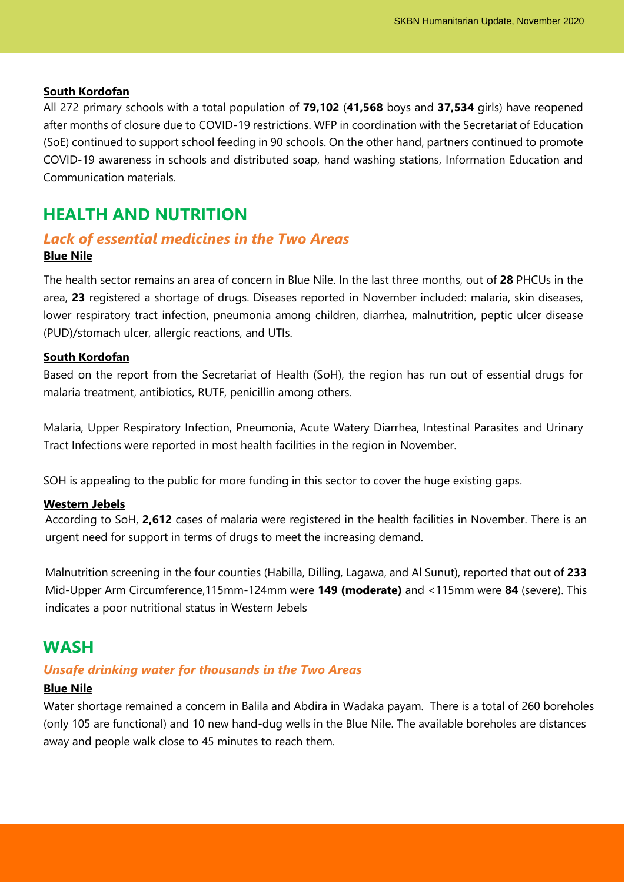**South Kordofan**

All 272 primary schools with a total population of **79,102** (**41,568** boys and **37,534** girls) have reopened after months of closure due to COVID-19 restrictions. WFP in coordination with the Secretariat of Education (SoE) continued to support school feeding in 90 schools. On the other hand, partners continued to promote COVID-19 awareness in schools and distributed soap, hand washing stations, Information Education and Communication materials.

# HEALTH AND NUTRITION

## *Lack of essential medicines in the Two Areas*

**Blue Nile**

The health sector remains an area of concern in Blue Nile. In the last three months, out of **28** PHCUs in the area, **23** registered a shortage of drugs. Diseases reported in November included: malaria, skin diseases, lower respiratory tract infection, pneumonia among children, diarrhea, malnutrition, peptic ulcer disease (PUD)/stomach ulcer, allergic reactions, and UTIs.

**South Kordofan**

Based on the report from the Secretariat of Health (SoH), the region has run out of essential drugs for malaria treatment, antibiotics, RUTF, penicillin among others.

Malaria, Upper Respiratory Infection, Pneumonia, Acute Watery Diarrhea, Intestinal Parasites and Urinary Tract Infections were reported in most health facilities in the region in November.

SOH is appealing to the public for more funding in this sector to cover the huge existing gaps.

**Western Jebels**

According to SoH, **2,612** cases of malaria were registered in the health facilities in November. There is an urgent need for support in terms of drugs to meet the increasing demand.

Malnutrition screening in the four counties (Habilla, Dilling, Lagawa, and Al Sunut), reported that out of **233** Mid-Upper Arm Circumference,115mm-124mm were **149 (moderate)** and <115mm were **84** (severe). This indicates a poor nutritional status in Western Jebels

# WASH

## *Unsafe drinking water for thousands in the Two Areas*

**Blue Nile**

Water shortage remained a concern in Balila and Abdira in Wadaka payam. There is a total of 260 boreholes (only 105 are functional) and 10 new hand-dug wells in the Blue Nile. The available boreholes are distances away and people walk close to 45 minutes to reach them.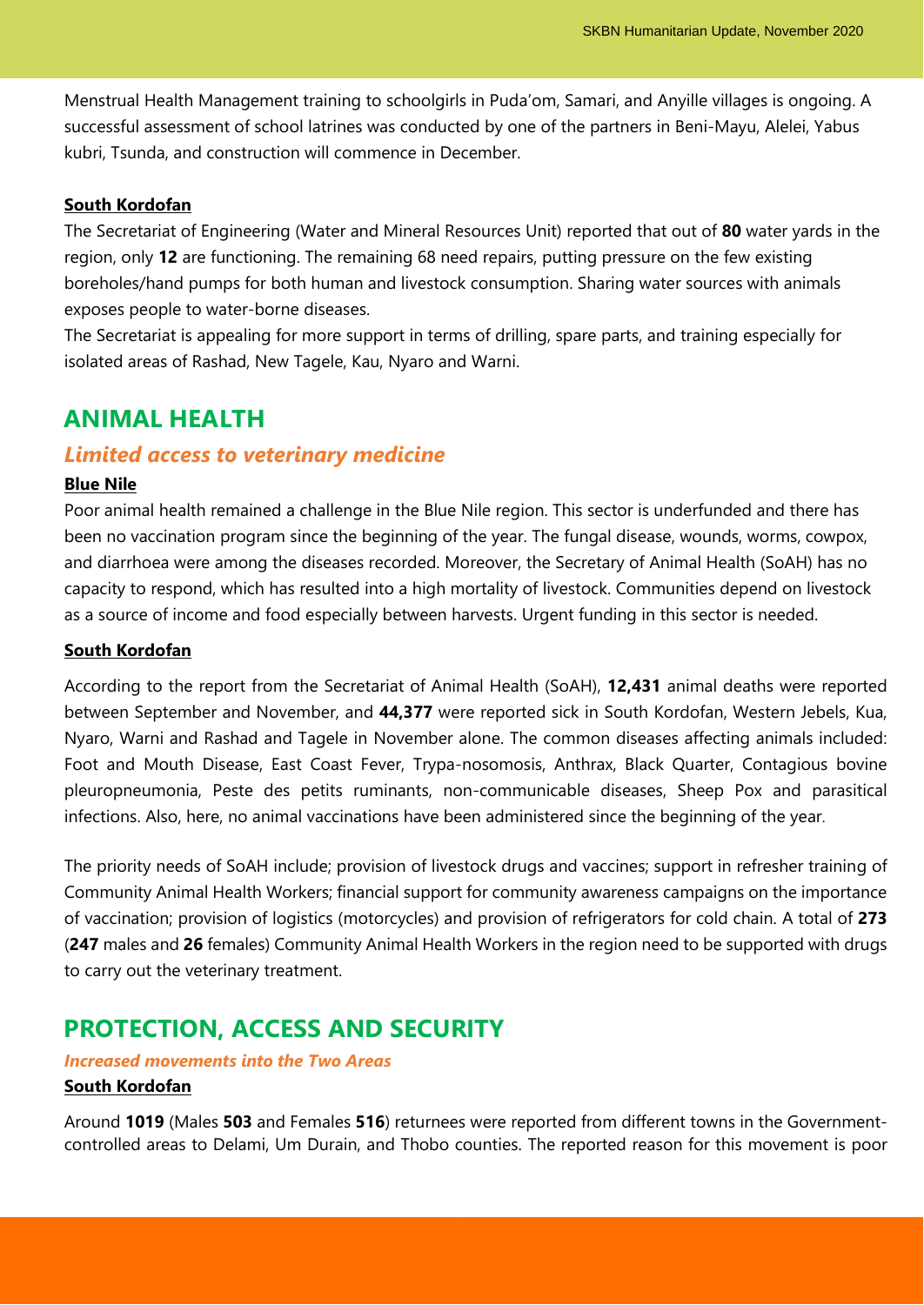Menstrual Health Management training to schoolgirls in Puda'om, Samari, and Anyille villages is ongoing. A successful assessment of school latrines was conducted by one of the partners in Beni-Mayu, Alelei, Yabus kubri, Tsunda, and construction will commence in December.

**South Kordofan**

The Secretariat of Engineering (Water and Mineral Resources Unit) reported that out of **80** water yards in the region, only **12** are functioning. The remaining 68 need repairs, putting pressure on the few existing boreholes/hand pumps for both human and livestock consumption. Sharing water sources with animals exposes people to water-borne diseases.
The Secretariat is appealing for more support in terms of drilling, spare parts, and training especially for isolated areas of Rashad, New Tagele, Kau, Nyaro and Warni.

## ANIMAL HEALTH

### *Limited access to veterinary medicine*

**Blue Nile**

Poor animal health remained a challenge in the Blue Nile region. This sector is underfunded and there has been no vaccination program since the beginning of the year. The fungal disease, wounds, worms, cowpox, and diarrhoea were among the diseases recorded. Moreover, the Secretary of Animal Health (SoAH) has no capacity to respond, which has resulted into a high mortality of livestock. Communities depend on livestock as a source of income and food especially between harvests. Urgent funding in this sector is needed.

**South Kordofan**

According to the report from the Secretariat of Animal Health (SoAH), **12,431** animal deaths were reported between September and November, and **44,377** were reported sick in South Kordofan, Western Jebels, Kua, Nyaro, Warni and Rashad and Tagele in November alone. The common diseases affecting animals included: Foot and Mouth Disease, East Coast Fever, Trypa-nosomosis, Anthrax, Black Quarter, Contagious bovine pleuropneumonia, Peste des petits ruminants, non-communicable diseases, Sheep Pox and parasitical infections. Also, here, no animal vaccinations have been administered since the beginning of the year.

The priority needs of SoAH include; provision of livestock drugs and vaccines; support in refresher training of Community Animal Health Workers; financial support for community awareness campaigns on the importance of vaccination; provision of logistics (motorcycles) and provision of refrigerators for cold chain. A total of **273** (**247** males and **26** females) Community Animal Health Workers in the region need to be supported with drugs to carry out the veterinary treatment.

## PROTECTION, ACCESS AND SECURITY

***Increased movements into the Two Areas***

**South Kordofan**

Around **1019** (Males **503** and Females **516**) returnees were reported from different towns in the Government-controlled areas to Delami, Um Durain, and Thobo counties. The reported reason for this movement is poor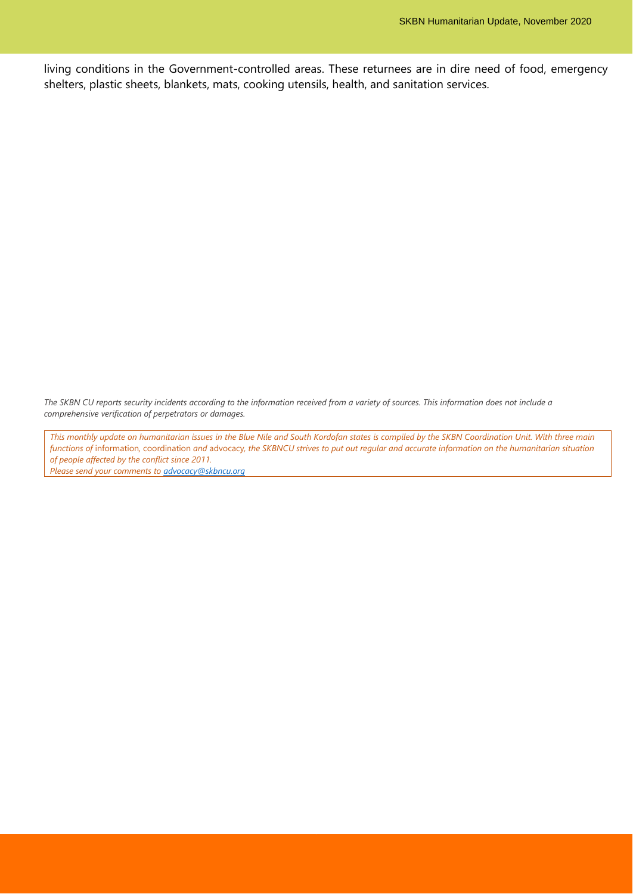living conditions in the Government-controlled areas. These returnees are in dire need of food, emergency shelters, plastic sheets, blankets, mats, cooking utensils, health, and sanitation services.

*The SKBN CU reports security incidents according to the information received from a variety of sources. This information does not include a comprehensive verification of perpetrators or damages.*

*This monthly update on humanitarian issues in the Blue Nile and South Kordofan states is compiled by the SKBN Coordination Unit. With three main functions of* information, coordination *and* advocacy, *the SKBNCU strives to put out regular and accurate information on the humanitarian situation of people affected by the conflict since 2011.*
*Please send your comments to [advocacy@skbncu.org](mailto:advocacy@skbncu.org)*